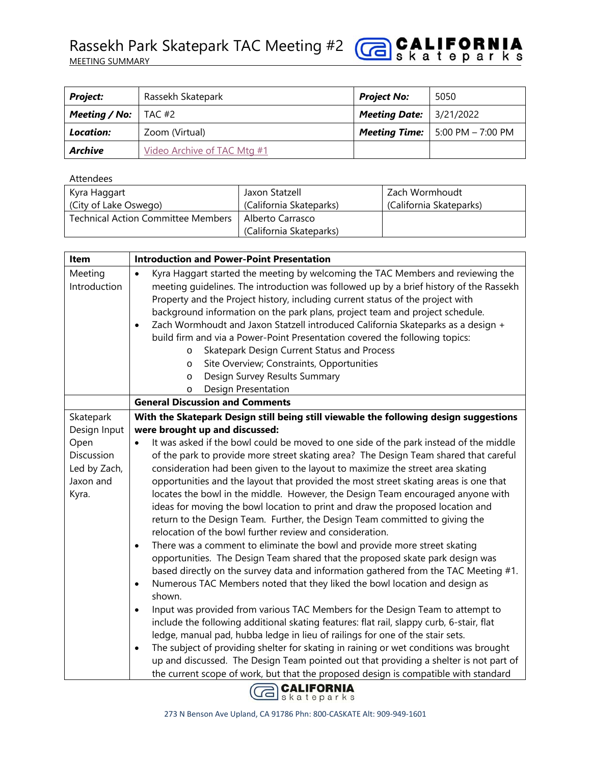# Rassekh Park Skatepark TAC Meeting #2

MEETING SUMMARY

| **Project:** | Rassekh Skatepark | **Project No:** | 5050 |
|---|---|---|---|
| **Meeting / No:** | TAC #2 | **Meeting Date:** | 3/21/2022 |
| **Location:** | Zoom (Virtual) | **Meeting Time:** | 5:00 PM – 7:00 PM |
| **Archive** | Video Archive of TAC Mtg #1 | | |

Attendees

| | | |
|---|---|---|
| Kyra Haggart (City of Lake Oswego) | Jaxon Statzell (California Skateparks) | Zach Wormhoudt (California Skateparks) |
| Technical Action Committee Members | Alberto Carrasco (California Skateparks) | |

| Item | Introduction and Power-Point Presentation |
|---|---|
| Meeting Introduction | • Kyra Haggart started the meeting by welcoming the TAC Members and reviewing the meeting guidelines. The introduction was followed up by a brief history of the Rassekh Property and the Project history, including current status of the project with background information on the park plans, project team and project schedule.<br>• Zach Wormhoudt and Jaxon Statzell introduced California Skateparks as a design + build firm and via a Power-Point Presentation covered the following topics:<br>  o Skatepark Design Current Status and Process<br>  o Site Overview; Constraints, Opportunities<br>  o Design Survey Results Summary<br>  o Design Presentation |
| | **General Discussion and Comments** |
| Skatepark Design Input Open Discussion Led by Zach, Jaxon and Kyra. | **With the Skatepark Design still being still viewable the following design suggestions were brought up and discussed:**<br>• It was asked if the bowl could be moved to one side of the park instead of the middle of the park to provide more street skating area? The Design Team shared that careful consideration had been given to the layout to maximize the street area skating opportunities and the layout that provided the most street skating areas is one that locates the bowl in the middle. However, the Design Team encouraged anyone with ideas for moving the bowl location to print and draw the proposed location and return to the Design Team. Further, the Design Team committed to giving the relocation of the bowl further review and consideration.<br>• There was a comment to eliminate the bowl and provide more street skating opportunities. The Design Team shared that the proposed skate park design was based directly on the survey data and information gathered from the TAC Meeting #1.<br>• Numerous TAC Members noted that they liked the bowl location and design as shown.<br>• Input was provided from various TAC Members for the Design Team to attempt to include the following additional skating features: flat rail, slappy curb, 6-stair, flat ledge, manual pad, hubba ledge in lieu of railings for one of the stair sets.<br>• The subject of providing shelter for skating in raining or wet conditions was brought up and discussed. The Design Team pointed out that providing a shelter is not part of the current scope of work, but that the proposed design is compatible with standard |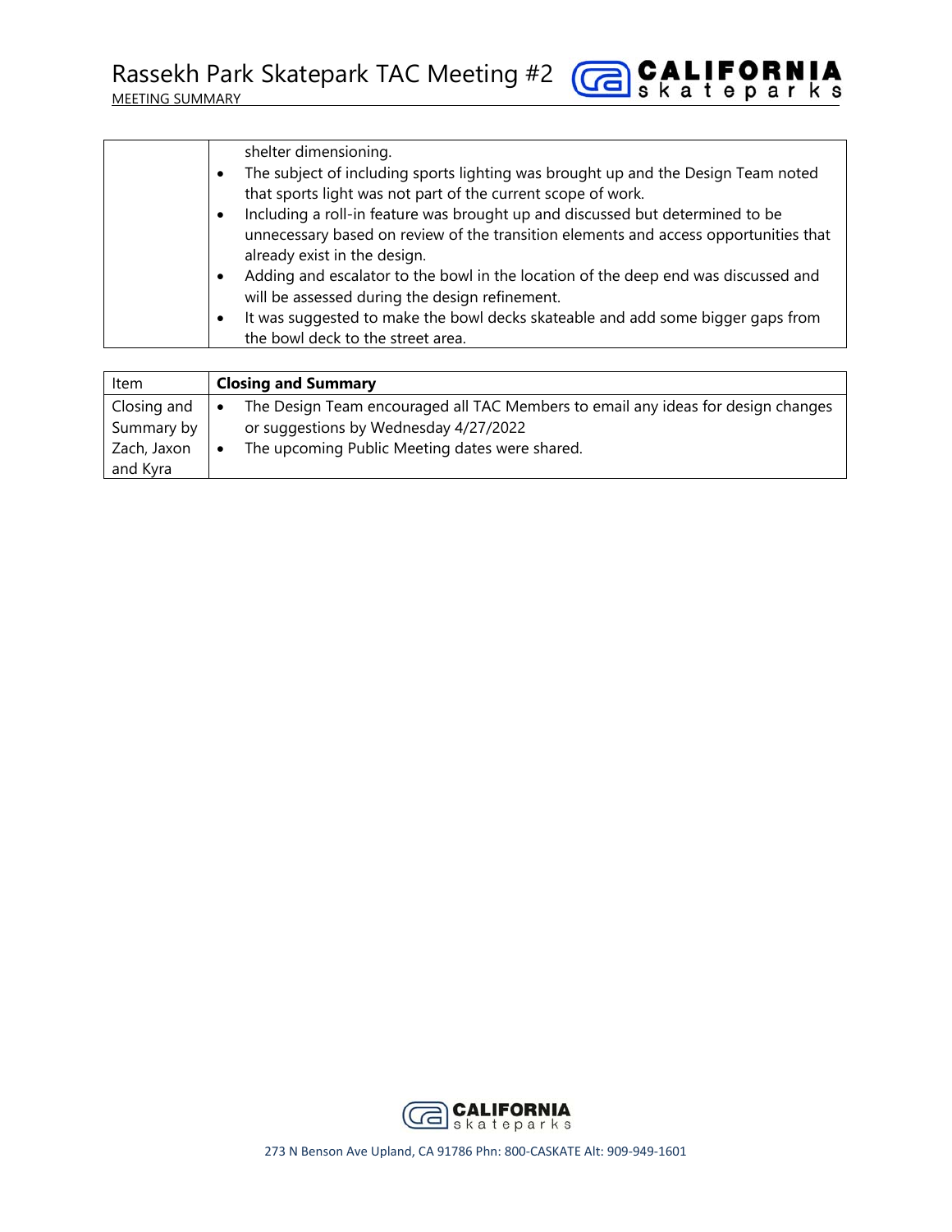| | |
|---|---|
| | shelter dimensioning.<br>• The subject of including sports lighting was brought up and the Design Team noted that sports light was not part of the current scope of work.<br>• Including a roll-in feature was brought up and discussed but determined to be unnecessary based on review of the transition elements and access opportunities that already exist in the design.<br>• Adding and escalator to the bowl in the location of the deep end was discussed and will be assessed during the design refinement.<br>• It was suggested to make the bowl decks skateable and add some bigger gaps from the bowl deck to the street area. |

| Item | **Closing and Summary** |
|---|---|
| Closing and Summary by Zach, Jaxon and Kyra | • The Design Team encouraged all TAC Members to email any ideas for design changes or suggestions by Wednesday 4/27/2022<br>• The upcoming Public Meeting dates were shared. |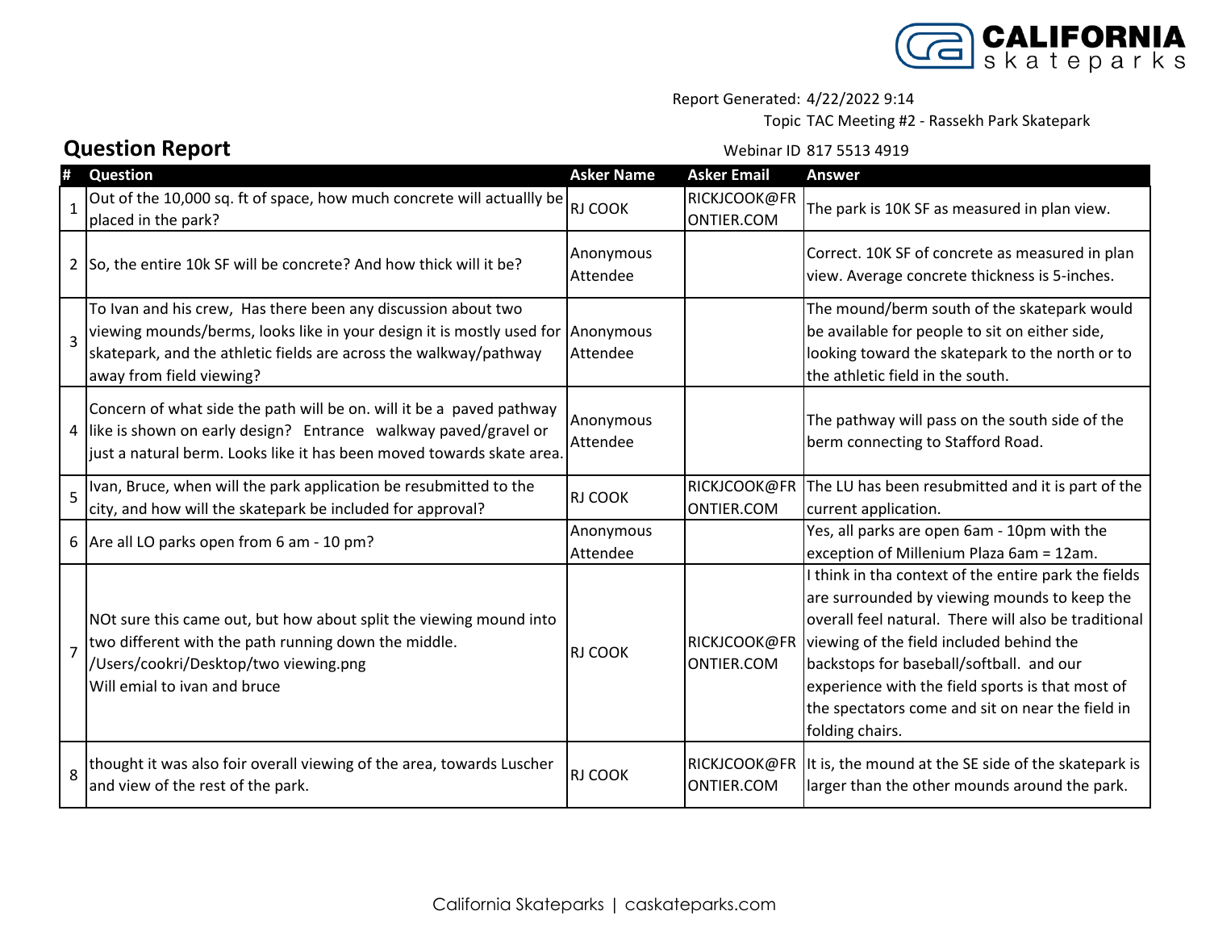Report Generated: 4/22/2022 9:14
Topic TAC Meeting #2 - Rassekh Park Skatepark
Webinar ID 817 5513 4919

## Question Report

| # | Question | Asker Name | Asker Email | Answer |
|---|---|---|---|---|
| 1 | Out of the 10,000 sq. ft of space, how much concrete will actuallly be placed in the park? | RJ COOK | RICKJCOOK@FRONTIER.COM | The park is 10K SF as measured in plan view. |
| 2 | So, the entire 10k SF will be concrete? And how thick will it be? | Anonymous Attendee | | Correct. 10K SF of concrete as measured in plan view. Average concrete thickness is 5-inches. |
| 3 | To Ivan and his crew, Has there been any discussion about two viewing mounds/berms, looks like in your design it is mostly used for skatepark, and the athletic fields are across the walkway/pathway away from field viewing? | Anonymous Attendee | | The mound/berm south of the skatepark would be available for people to sit on either side, looking toward the skatepark to the north or to the athletic field in the south. |
| 4 | Concern of what side the path will be on. will it be a paved pathway like is shown on early design? Entrance walkway paved/gravel or just a natural berm. Looks like it has been moved towards skate area. | Anonymous Attendee | | The pathway will pass on the south side of the berm connecting to Stafford Road. |
| 5 | Ivan, Bruce, when will the park application be resubmitted to the city, and how will the skatepark be included for approval? | RJ COOK | RICKJCOOK@FRONTIER.COM | The LU has been resubmitted and it is part of the current application. |
| 6 | Are all LO parks open from 6 am - 10 pm? | Anonymous Attendee | | Yes, all parks are open 6am - 10pm with the exception of Millenium Plaza 6am = 12am. |
| 7 | NOt sure this came out, but how about split the viewing mound into two different with the path running down the middle. /Users/cookri/Desktop/two viewing.png Will emial to ivan and bruce | RJ COOK | RICKJCOOK@FRONTIER.COM | I think in tha context of the entire park the fields are surrounded by viewing mounds to keep the overall feel natural. There will also be traditional viewing of the field included behind the backstops for baseball/softball. and our experience with the field sports is that most of the spectators come and sit on near the field in folding chairs. |
| 8 | thought it was also foir overall viewing of the area, towards Luscher and view of the rest of the park. | RJ COOK | RICKJCOOK@FRONTIER.COM | It is, the mound at the SE side of the skatepark is larger than the other mounds around the park. |